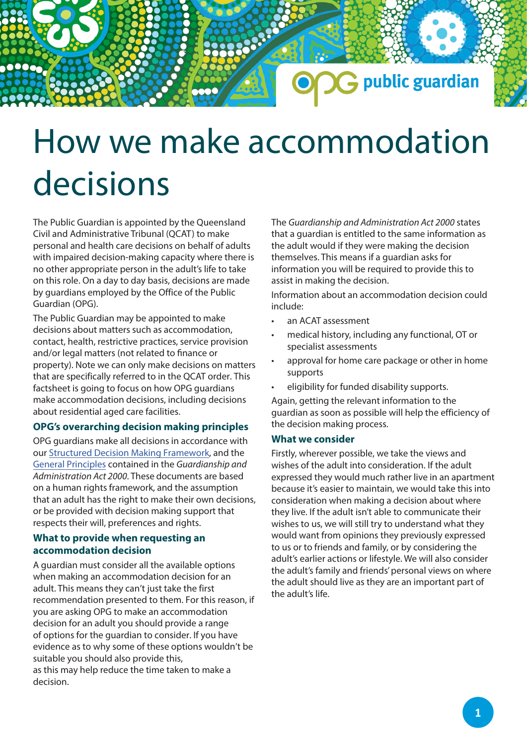# How we make accommodation decisions

The Public Guardian is appointed by the Queensland Civil and Administrative Tribunal (QCAT) to make personal and health care decisions on behalf of adults with impaired decision-making capacity where there is no other appropriate person in the adult's life to take on this role. On a day to day basis, decisions are made by guardians employed by the Office of the Public Guardian (OPG).

The Public Guardian may be appointed to make decisions about matters such as accommodation, contact, health, restrictive practices, service provision and/or legal matters (not related to finance or property). Note we can only make decisions on matters that are specifically referred to in the QCAT order. This factsheet is going to focus on how OPG guardians make accommodation decisions, including decisions about residential aged care facilities.

## OPG's overarching decision making principles

OPG guardians make all decisions in accordance with our Structured Decision Making Framework, and the General Principles contained in the *Guardianship and Administration Act 2000*. These documents are based on a human rights framework, and the assumption that an adult has the right to make their own decisions, or be provided with decision making support that respects their will, preferences and rights.

## What to provide when requesting an accommodation decision

A guardian must consider all the available options when making an accommodation decision for an adult. This means they can't just take the first recommendation presented to them. For this reason, if you are asking OPG to make an accommodation decision for an adult you should provide a range of options for the guardian to consider. If you have evidence as to why some of these options wouldn't be suitable you should also provide this, as this may help reduce the time taken to make a decision.

The *Guardianship and Administration Act 2000* states that a guardian is entitled to the same information as the adult would if they were making the decision themselves. This means if a guardian asks for information you will be required to provide this to assist in making the decision.

Information about an accommodation decision could include:

- an ACAT assessment
- medical history, including any functional, OT or specialist assessments
- approval for home care package or other in home supports
- eligibility for funded disability supports.

Again, getting the relevant information to the guardian as soon as possible will help the efficiency of the decision making process.

## What we consider

Firstly, wherever possible, we take the views and wishes of the adult into consideration. If the adult expressed they would much rather live in an apartment because it's easier to maintain, we would take this into consideration when making a decision about where they live. If the adult isn't able to communicate their wishes to us, we will still try to understand what they would want from opinions they previously expressed to us or to friends and family, or by considering the adult's earlier actions or lifestyle. We will also consider the adult's family and friends' personal views on where the adult should live as they are an important part of the adult's life.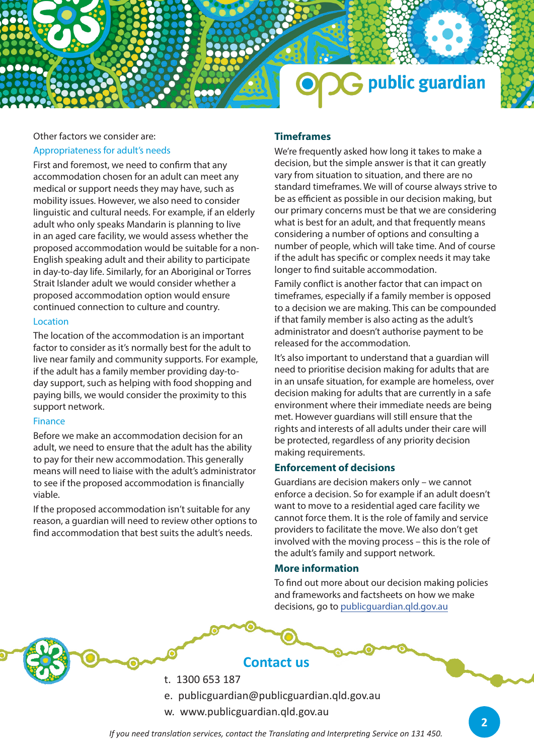Other factors we consider are:

### Appropriateness for adult's needs

First and foremost, we need to confirm that any accommodation chosen for an adult can meet any medical or support needs they may have, such as mobility issues. However, we also need to consider linguistic and cultural needs. For example, if an elderly adult who only speaks Mandarin is planning to live in an aged care facility, we would assess whether the proposed accommodation would be suitable for a non-English speaking adult and their ability to participate in day-to-day life. Similarly, for an Aboriginal or Torres Strait Islander adult we would consider whether a proposed accommodation option would ensure continued connection to culture and country.

### Location

The location of the accommodation is an important factor to consider as it's normally best for the adult to live near family and community supports. For example, if the adult has a family member providing day-to-day support, such as helping with food shopping and paying bills, we would consider the proximity to this support network.

### Finance

Before we make an accommodation decision for an adult, we need to ensure that the adult has the ability to pay for their new accommodation. This generally means will need to liaise with the adult's administrator to see if the proposed accommodation is financially viable.

If the proposed accommodation isn't suitable for any reason, a guardian will need to review other options to find accommodation that best suits the adult's needs.

## Timeframes

We're frequently asked how long it takes to make a decision, but the simple answer is that it can greatly vary from situation to situation, and there are no standard timeframes. We will of course always strive to be as efficient as possible in our decision making, but our primary concerns must be that we are considering what is best for an adult, and that frequently means considering a number of options and consulting a number of people, which will take time. And of course if the adult has specific or complex needs it may take longer to find suitable accommodation.

Family conflict is another factor that can impact on timeframes, especially if a family member is opposed to a decision we are making. This can be compounded if that family member is also acting as the adult's administrator and doesn't authorise payment to be released for the accommodation.

It's also important to understand that a guardian will need to prioritise decision making for adults that are in an unsafe situation, for example are homeless, over decision making for adults that are currently in a safe environment where their immediate needs are being met. However guardians will still ensure that the rights and interests of all adults under their care will be protected, regardless of any priority decision making requirements.

## Enforcement of decisions

Guardians are decision makers only – we cannot enforce a decision. So for example if an adult doesn't want to move to a residential aged care facility we cannot force them. It is the role of family and service providers to facilitate the move. We also don't get involved with the moving process – this is the role of the adult's family and support network.

## More information

To find out more about our decision making policies and frameworks and factsheets on how we make decisions, go to publicguardian.qld.gov.au

## Contact us

t. 1300 653 187

e. publicguardian@publicguardian.qld.gov.au

w. www.publicguardian.qld.gov.au

*If you need translation services, contact the Translating and Interpreting Service on 131 450.*